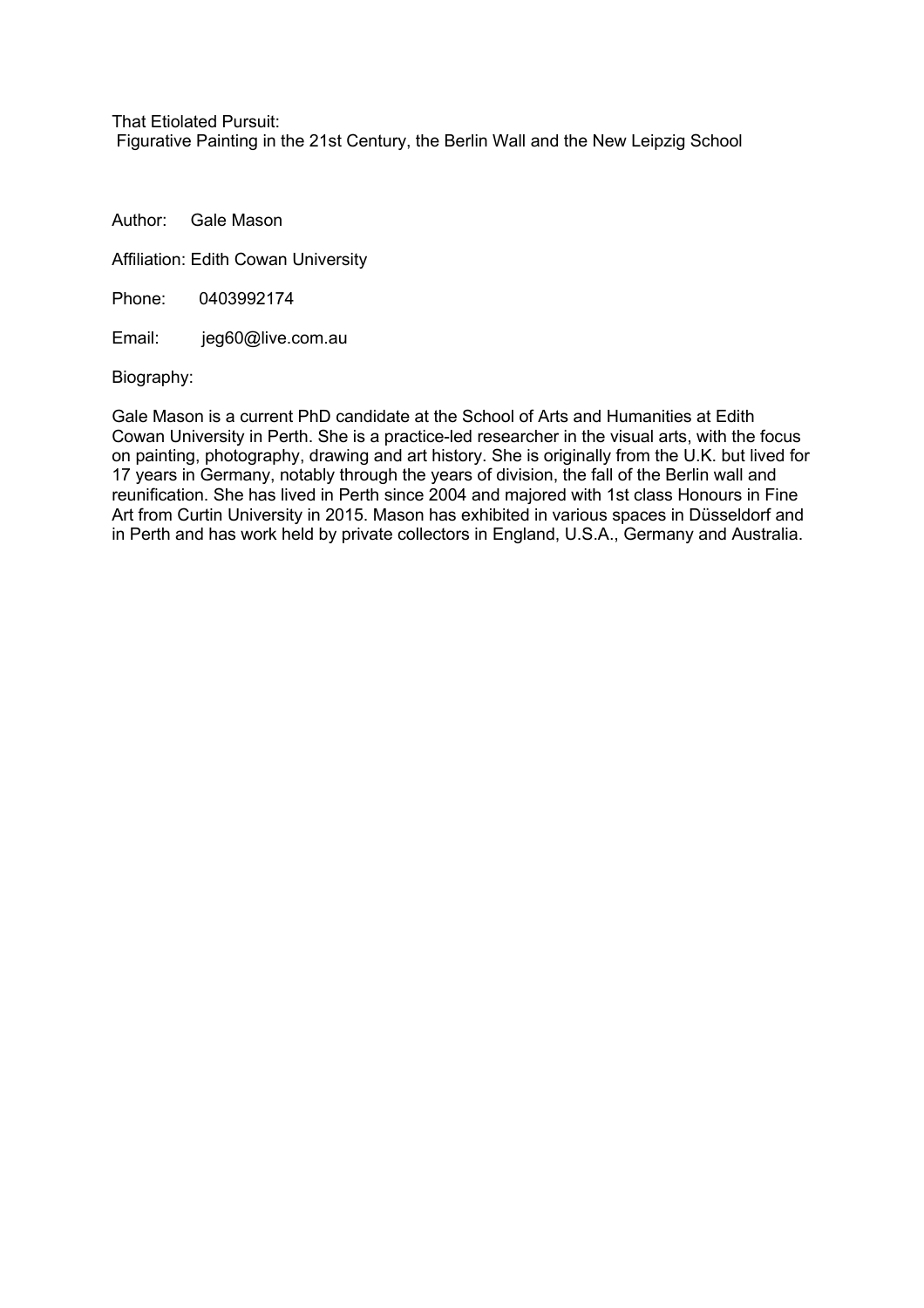# That Etiolated Pursuit:

## Figurative Painting in the 21st Century, the Berlin Wall and the New Leipzig School

Author: Gale Mason

Affiliation: Edith Cowan University

Phone: 0403992174

Email: jeg60@live.com.au

Biography:

Gale Mason is a current PhD candidate at the School of Arts and Humanities at Edith Cowan University in Perth. She is a practice-led researcher in the visual arts, with the focus on painting, photography, drawing and art history. She is originally from the U.K. but lived for 17 years in Germany, notably through the years of division, the fall of the Berlin wall and reunification. She has lived in Perth since 2004 and majored with 1st class Honours in Fine Art from Curtin University in 2015. Mason has exhibited in various spaces in Düsseldorf and in Perth and has work held by private collectors in England, U.S.A., Germany and Australia.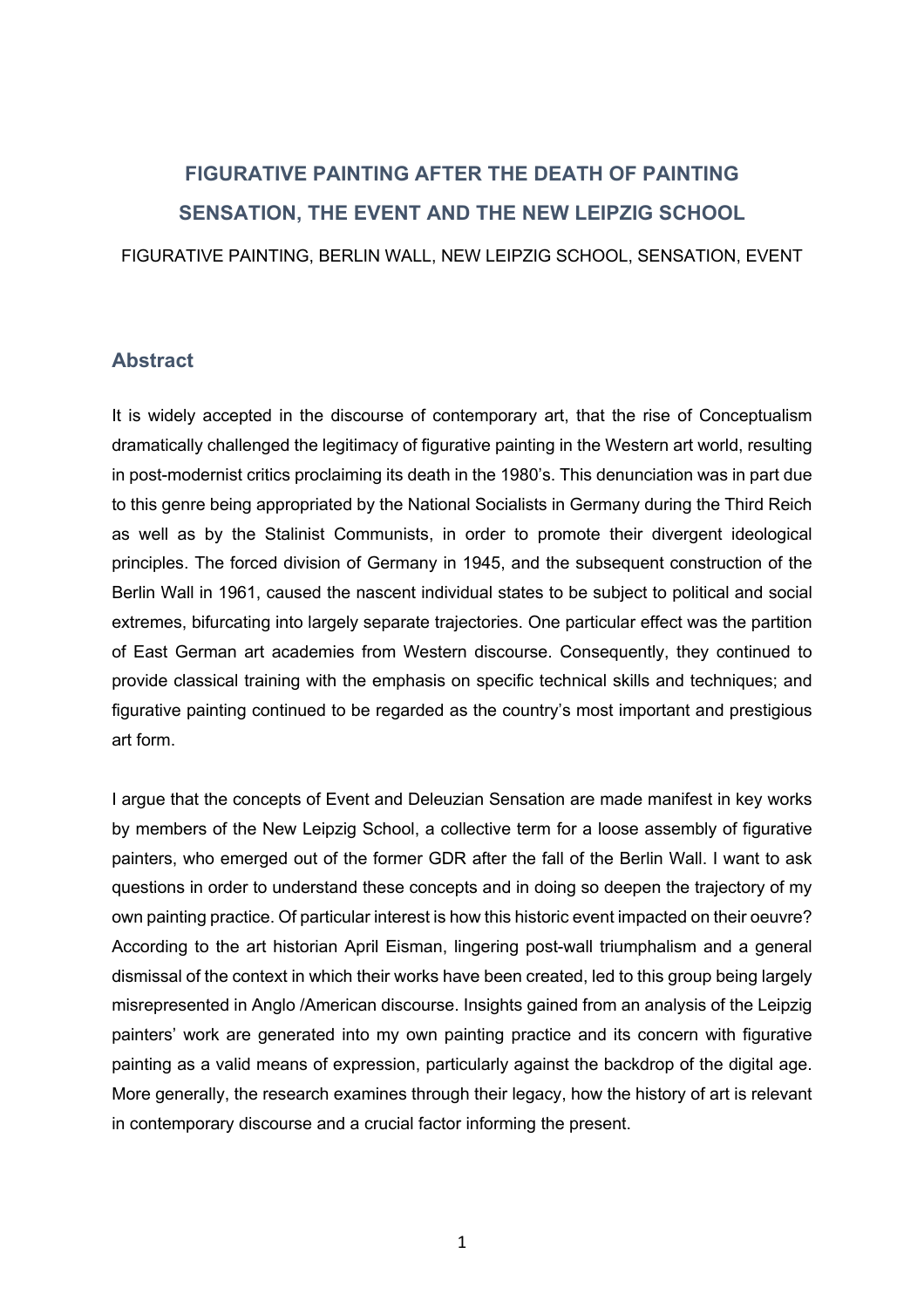# FIGURATIVE PAINTING AFTER THE DEATH OF PAINTING
# SENSATION, THE EVENT AND THE NEW LEIPZIG SCHOOL

FIGURATIVE PAINTING, BERLIN WALL, NEW LEIPZIG SCHOOL, SENSATION, EVENT

## Abstract

It is widely accepted in the discourse of contemporary art, that the rise of Conceptualism dramatically challenged the legitimacy of figurative painting in the Western art world, resulting in post-modernist critics proclaiming its death in the 1980's. This denunciation was in part due to this genre being appropriated by the National Socialists in Germany during the Third Reich as well as by the Stalinist Communists, in order to promote their divergent ideological principles. The forced division of Germany in 1945, and the subsequent construction of the Berlin Wall in 1961, caused the nascent individual states to be subject to political and social extremes, bifurcating into largely separate trajectories. One particular effect was the partition of East German art academies from Western discourse. Consequently, they continued to provide classical training with the emphasis on specific technical skills and techniques; and figurative painting continued to be regarded as the country's most important and prestigious art form.

I argue that the concepts of Event and Deleuzian Sensation are made manifest in key works by members of the New Leipzig School, a collective term for a loose assembly of figurative painters, who emerged out of the former GDR after the fall of the Berlin Wall. I want to ask questions in order to understand these concepts and in doing so deepen the trajectory of my own painting practice. Of particular interest is how this historic event impacted on their oeuvre? According to the art historian April Eisman, lingering post-wall triumphalism and a general dismissal of the context in which their works have been created, led to this group being largely misrepresented in Anglo /American discourse. Insights gained from an analysis of the Leipzig painters' work are generated into my own painting practice and its concern with figurative painting as a valid means of expression, particularly against the backdrop of the digital age. More generally, the research examines through their legacy, how the history of art is relevant in contemporary discourse and a crucial factor informing the present.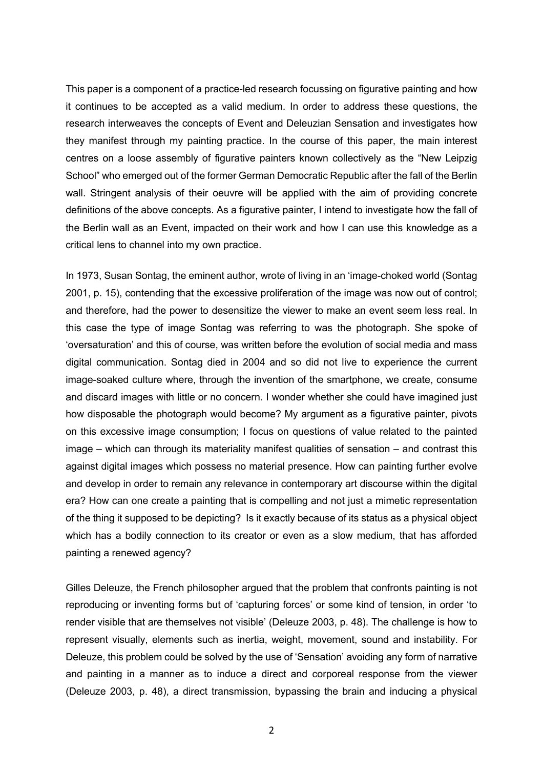This paper is a component of a practice-led research focussing on figurative painting and how it continues to be accepted as a valid medium. In order to address these questions, the research interweaves the concepts of Event and Deleuzian Sensation and investigates how they manifest through my painting practice. In the course of this paper, the main interest centres on a loose assembly of figurative painters known collectively as the "New Leipzig School" who emerged out of the former German Democratic Republic after the fall of the Berlin wall. Stringent analysis of their oeuvre will be applied with the aim of providing concrete definitions of the above concepts. As a figurative painter, I intend to investigate how the fall of the Berlin wall as an Event, impacted on their work and how I can use this knowledge as a critical lens to channel into my own practice.

In 1973, Susan Sontag, the eminent author, wrote of living in an 'image-choked world (Sontag 2001, p. 15), contending that the excessive proliferation of the image was now out of control; and therefore, had the power to desensitize the viewer to make an event seem less real. In this case the type of image Sontag was referring to was the photograph. She spoke of 'oversaturation' and this of course, was written before the evolution of social media and mass digital communication. Sontag died in 2004 and so did not live to experience the current image-soaked culture where, through the invention of the smartphone, we create, consume and discard images with little or no concern. I wonder whether she could have imagined just how disposable the photograph would become? My argument as a figurative painter, pivots on this excessive image consumption; I focus on questions of value related to the painted image – which can through its materiality manifest qualities of sensation – and contrast this against digital images which possess no material presence. How can painting further evolve and develop in order to remain any relevance in contemporary art discourse within the digital era? How can one create a painting that is compelling and not just a mimetic representation of the thing it supposed to be depicting? Is it exactly because of its status as a physical object which has a bodily connection to its creator or even as a slow medium, that has afforded painting a renewed agency?

Gilles Deleuze, the French philosopher argued that the problem that confronts painting is not reproducing or inventing forms but of 'capturing forces' or some kind of tension, in order 'to render visible that are themselves not visible' (Deleuze 2003, p. 48). The challenge is how to represent visually, elements such as inertia, weight, movement, sound and instability. For Deleuze, this problem could be solved by the use of 'Sensation' avoiding any form of narrative and painting in a manner as to induce a direct and corporeal response from the viewer (Deleuze 2003, p. 48), a direct transmission, bypassing the brain and inducing a physical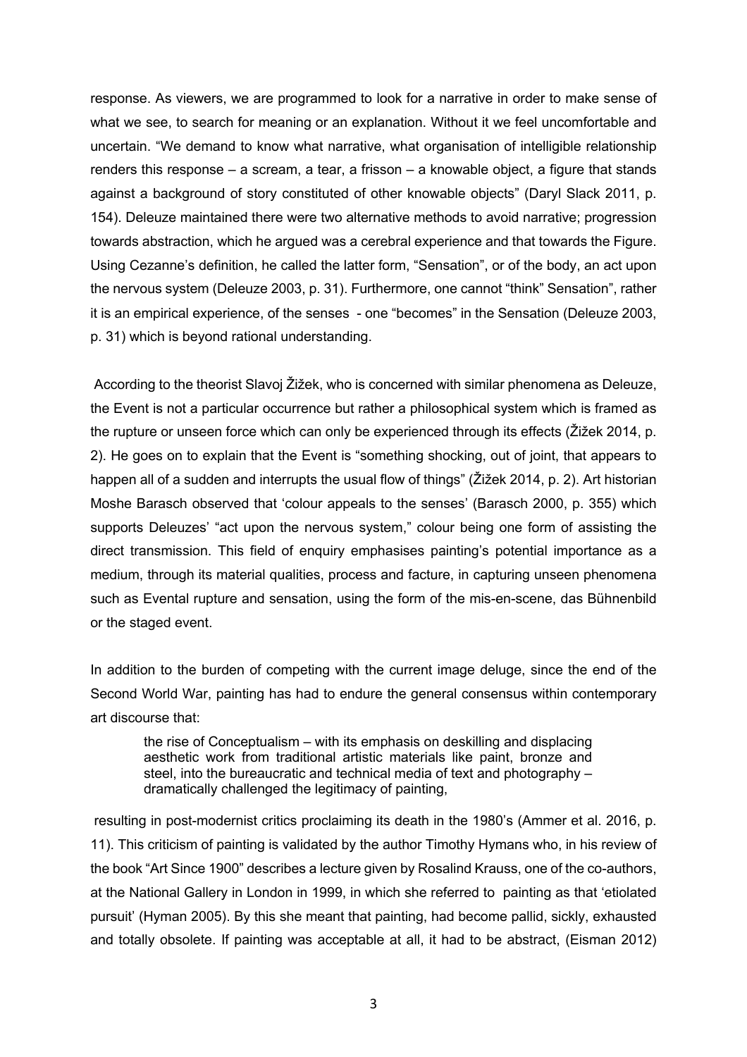response. As viewers, we are programmed to look for a narrative in order to make sense of what we see, to search for meaning or an explanation. Without it we feel uncomfortable and uncertain. "We demand to know what narrative, what organisation of intelligible relationship renders this response – a scream, a tear, a frisson – a knowable object, a figure that stands against a background of story constituted of other knowable objects" (Daryl Slack 2011, p. 154). Deleuze maintained there were two alternative methods to avoid narrative; progression towards abstraction, which he argued was a cerebral experience and that towards the Figure. Using Cezanne's definition, he called the latter form, "Sensation", or of the body, an act upon the nervous system (Deleuze 2003, p. 31). Furthermore, one cannot "think" Sensation", rather it is an empirical experience, of the senses - one "becomes" in the Sensation (Deleuze 2003, p. 31) which is beyond rational understanding.

According to the theorist Slavoj Žižek, who is concerned with similar phenomena as Deleuze, the Event is not a particular occurrence but rather a philosophical system which is framed as the rupture or unseen force which can only be experienced through its effects (Žižek 2014, p. 2). He goes on to explain that the Event is "something shocking, out of joint, that appears to happen all of a sudden and interrupts the usual flow of things" (Žižek 2014, p. 2). Art historian Moshe Barasch observed that 'colour appeals to the senses' (Barasch 2000, p. 355) which supports Deleuzes' "act upon the nervous system," colour being one form of assisting the direct transmission. This field of enquiry emphasises painting's potential importance as a medium, through its material qualities, process and facture, in capturing unseen phenomena such as Evental rupture and sensation, using the form of the mis-en-scene, das Bühnenbild or the staged event.

In addition to the burden of competing with the current image deluge, since the end of the Second World War, painting has had to endure the general consensus within contemporary art discourse that:

> the rise of Conceptualism – with its emphasis on deskilling and displacing aesthetic work from traditional artistic materials like paint, bronze and steel, into the bureaucratic and technical media of text and photography – dramatically challenged the legitimacy of painting,

resulting in post-modernist critics proclaiming its death in the 1980's (Ammer et al. 2016, p. 11). This criticism of painting is validated by the author Timothy Hymans who, in his review of the book "Art Since 1900" describes a lecture given by Rosalind Krauss, one of the co-authors, at the National Gallery in London in 1999, in which she referred to painting as that 'etiolated pursuit' (Hyman 2005). By this she meant that painting, had become pallid, sickly, exhausted and totally obsolete. If painting was acceptable at all, it had to be abstract, (Eisman 2012)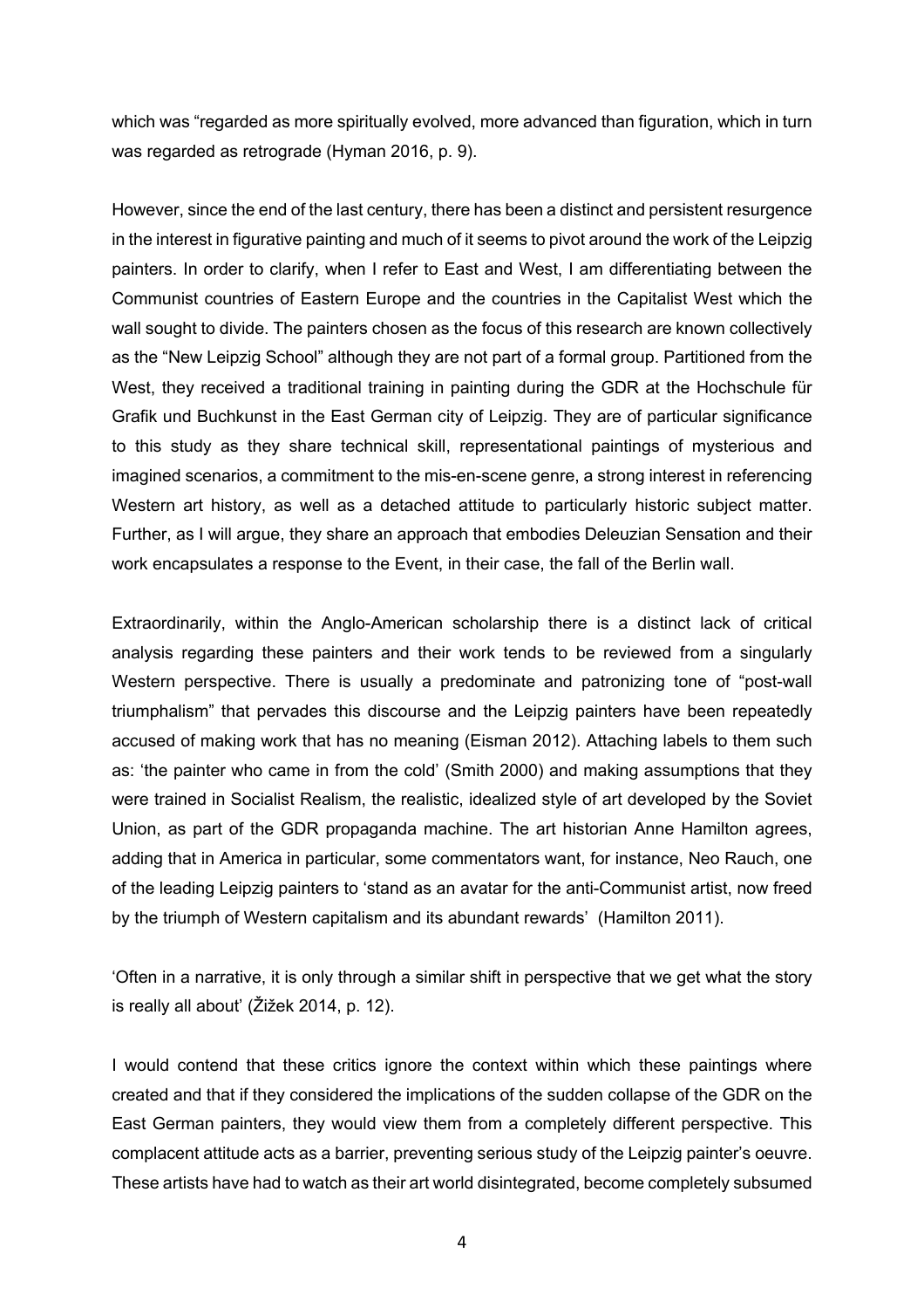which was "regarded as more spiritually evolved, more advanced than figuration, which in turn was regarded as retrograde (Hyman 2016, p. 9).

However, since the end of the last century, there has been a distinct and persistent resurgence in the interest in figurative painting and much of it seems to pivot around the work of the Leipzig painters. In order to clarify, when I refer to East and West, I am differentiating between the Communist countries of Eastern Europe and the countries in the Capitalist West which the wall sought to divide. The painters chosen as the focus of this research are known collectively as the "New Leipzig School" although they are not part of a formal group. Partitioned from the West, they received a traditional training in painting during the GDR at the Hochschule für Grafik und Buchkunst in the East German city of Leipzig. They are of particular significance to this study as they share technical skill, representational paintings of mysterious and imagined scenarios, a commitment to the mis-en-scene genre, a strong interest in referencing Western art history, as well as a detached attitude to particularly historic subject matter. Further, as I will argue, they share an approach that embodies Deleuzian Sensation and their work encapsulates a response to the Event, in their case, the fall of the Berlin wall.

Extraordinarily, within the Anglo-American scholarship there is a distinct lack of critical analysis regarding these painters and their work tends to be reviewed from a singularly Western perspective. There is usually a predominate and patronizing tone of "post-wall triumphalism" that pervades this discourse and the Leipzig painters have been repeatedly accused of making work that has no meaning (Eisman 2012). Attaching labels to them such as: 'the painter who came in from the cold' (Smith 2000) and making assumptions that they were trained in Socialist Realism, the realistic, idealized style of art developed by the Soviet Union, as part of the GDR propaganda machine. The art historian Anne Hamilton agrees, adding that in America in particular, some commentators want, for instance, Neo Rauch, one of the leading Leipzig painters to 'stand as an avatar for the anti-Communist artist, now freed by the triumph of Western capitalism and its abundant rewards' (Hamilton 2011).

'Often in a narrative, it is only through a similar shift in perspective that we get what the story is really all about' (Žižek 2014, p. 12).

I would contend that these critics ignore the context within which these paintings where created and that if they considered the implications of the sudden collapse of the GDR on the East German painters, they would view them from a completely different perspective. This complacent attitude acts as a barrier, preventing serious study of the Leipzig painter's oeuvre. These artists have had to watch as their art world disintegrated, become completely subsumed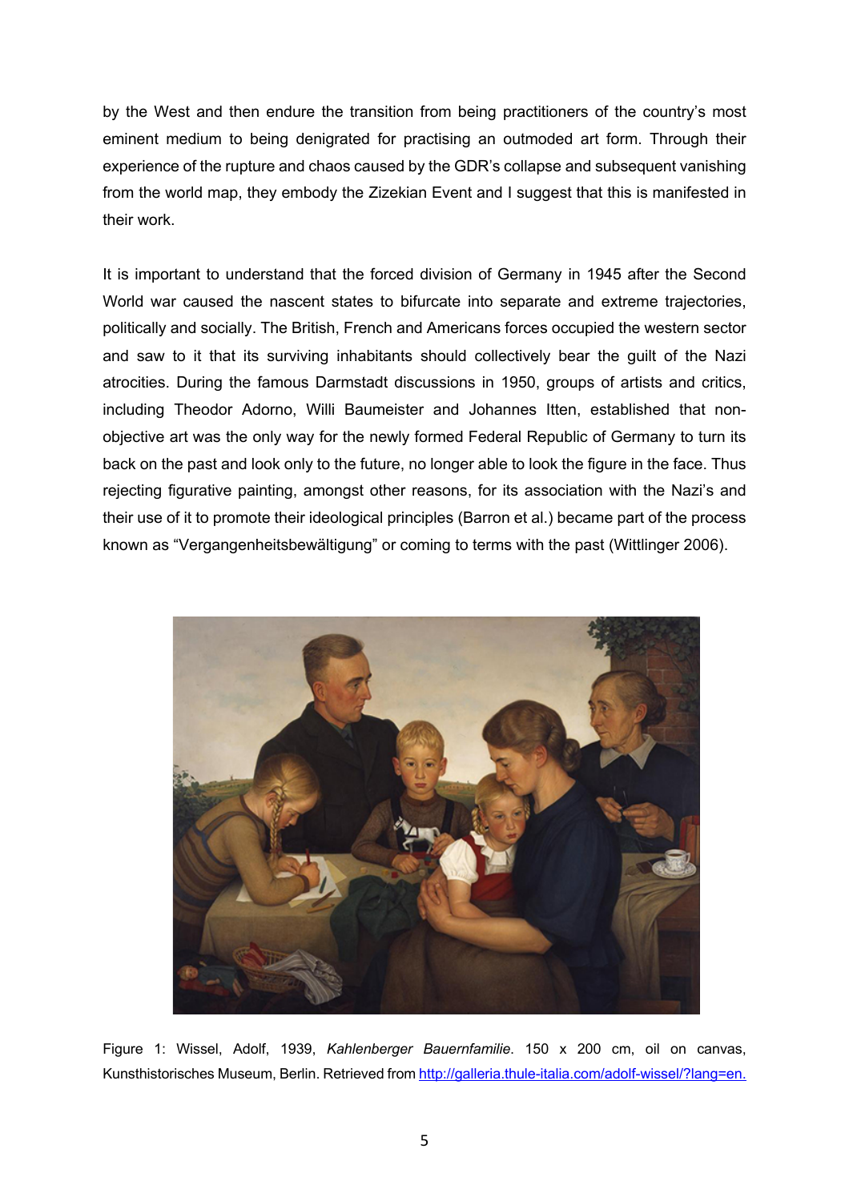by the West and then endure the transition from being practitioners of the country's most eminent medium to being denigrated for practising an outmoded art form. Through their experience of the rupture and chaos caused by the GDR's collapse and subsequent vanishing from the world map, they embody the Zizekian Event and I suggest that this is manifested in their work.

It is important to understand that the forced division of Germany in 1945 after the Second World war caused the nascent states to bifurcate into separate and extreme trajectories, politically and socially. The British, French and Americans forces occupied the western sector and saw to it that its surviving inhabitants should collectively bear the guilt of the Nazi atrocities. During the famous Darmstadt discussions in 1950, groups of artists and critics, including Theodor Adorno, Willi Baumeister and Johannes Itten, established that non-objective art was the only way for the newly formed Federal Republic of Germany to turn its back on the past and look only to the future, no longer able to look the figure in the face. Thus rejecting figurative painting, amongst other reasons, for its association with the Nazi's and their use of it to promote their ideological principles (Barron et al.) became part of the process known as "Vergangenheitsbewältigung" or coming to terms with the past (Wittlinger 2006).

Figure 1: Wissel, Adolf, 1939, *Kahlenberger Bauernfamilie*. 150 x 200 cm, oil on canvas, Kunsthistorisches Museum, Berlin. Retrieved from http://galleria.thule-italia.com/adolf-wissel/?lang=en.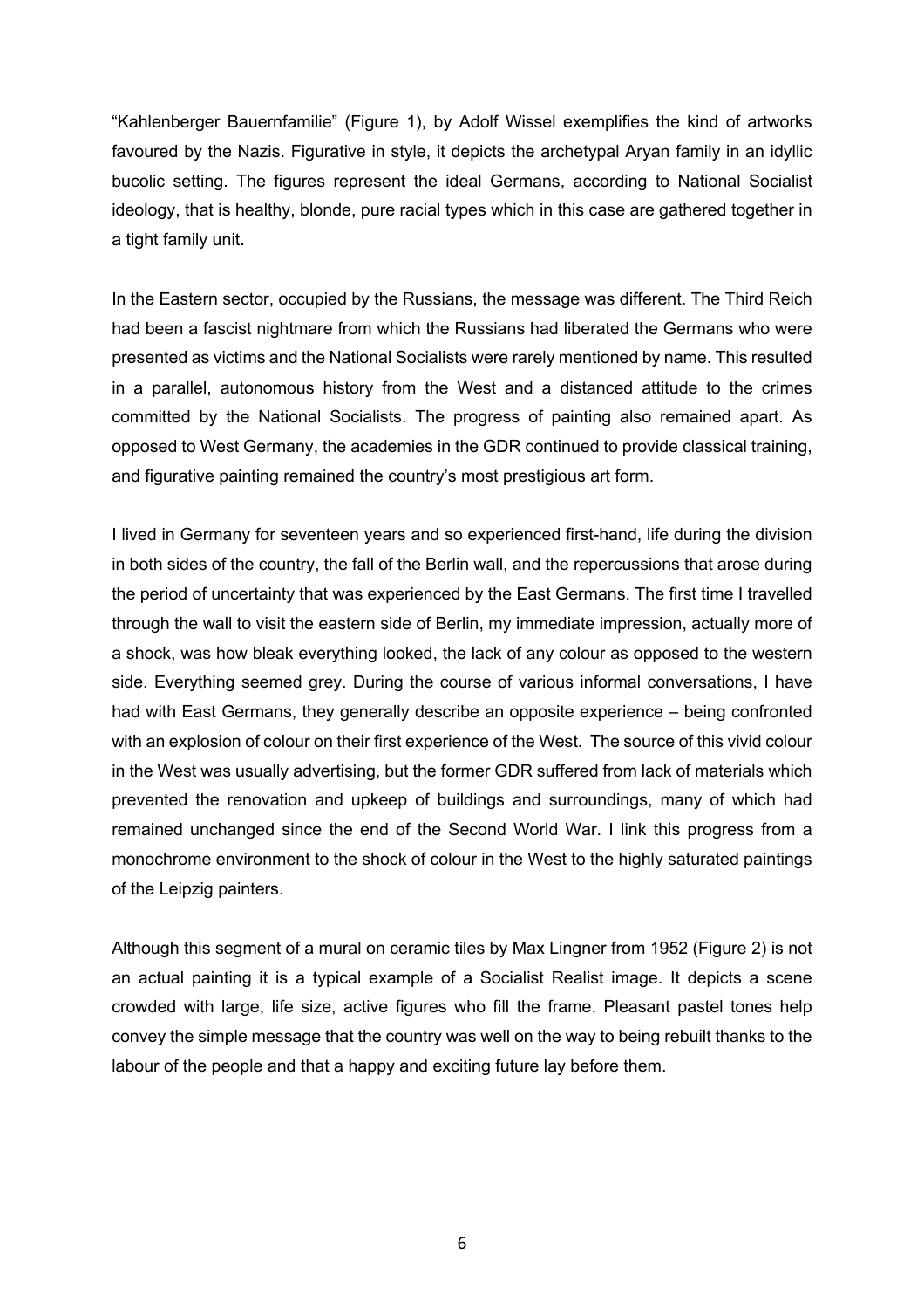"Kahlenberger Bauernfamilie" (Figure 1), by Adolf Wissel exemplifies the kind of artworks favoured by the Nazis. Figurative in style, it depicts the archetypal Aryan family in an idyllic bucolic setting. The figures represent the ideal Germans, according to National Socialist ideology, that is healthy, blonde, pure racial types which in this case are gathered together in a tight family unit.

In the Eastern sector, occupied by the Russians, the message was different. The Third Reich had been a fascist nightmare from which the Russians had liberated the Germans who were presented as victims and the National Socialists were rarely mentioned by name. This resulted in a parallel, autonomous history from the West and a distanced attitude to the crimes committed by the National Socialists. The progress of painting also remained apart. As opposed to West Germany, the academies in the GDR continued to provide classical training, and figurative painting remained the country's most prestigious art form.

I lived in Germany for seventeen years and so experienced first-hand, life during the division in both sides of the country, the fall of the Berlin wall, and the repercussions that arose during the period of uncertainty that was experienced by the East Germans. The first time I travelled through the wall to visit the eastern side of Berlin, my immediate impression, actually more of a shock, was how bleak everything looked, the lack of any colour as opposed to the western side. Everything seemed grey. During the course of various informal conversations, I have had with East Germans, they generally describe an opposite experience – being confronted with an explosion of colour on their first experience of the West. The source of this vivid colour in the West was usually advertising, but the former GDR suffered from lack of materials which prevented the renovation and upkeep of buildings and surroundings, many of which had remained unchanged since the end of the Second World War. I link this progress from a monochrome environment to the shock of colour in the West to the highly saturated paintings of the Leipzig painters.

Although this segment of a mural on ceramic tiles by Max Lingner from 1952 (Figure 2) is not an actual painting it is a typical example of a Socialist Realist image. It depicts a scene crowded with large, life size, active figures who fill the frame. Pleasant pastel tones help convey the simple message that the country was well on the way to being rebuilt thanks to the labour of the people and that a happy and exciting future lay before them.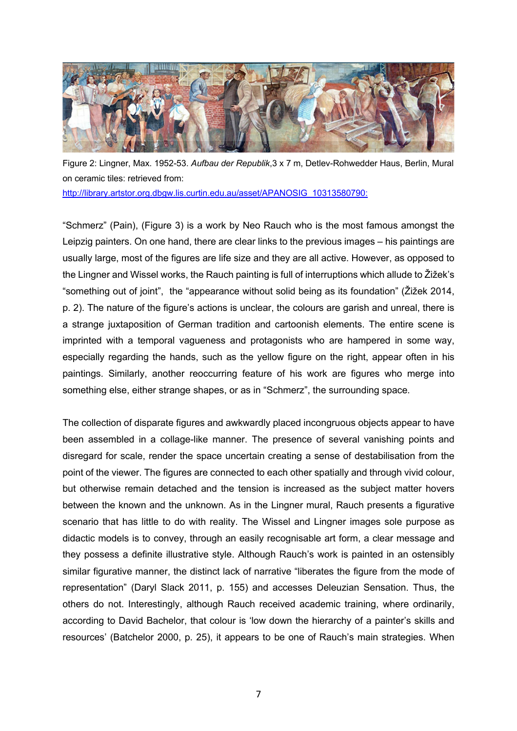Figure 2: Lingner, Max. 1952-53. *Aufbau der Republik*,3 x 7 m, Detlev-Rohwedder Haus, Berlin, Mural on ceramic tiles: retrieved from: http://library.artstor.org.dbgw.lis.curtin.edu.au/asset/APANOSIG_10313580790:

"Schmerz" (Pain), (Figure 3) is a work by Neo Rauch who is the most famous amongst the Leipzig painters. On one hand, there are clear links to the previous images – his paintings are usually large, most of the figures are life size and they are all active. However, as opposed to the Lingner and Wissel works, the Rauch painting is full of interruptions which allude to Žižek's "something out of joint", the "appearance without solid being as its foundation" (Žižek 2014, p. 2). The nature of the figure's actions is unclear, the colours are garish and unreal, there is a strange juxtaposition of German tradition and cartoonish elements. The entire scene is imprinted with a temporal vagueness and protagonists who are hampered in some way, especially regarding the hands, such as the yellow figure on the right, appear often in his paintings. Similarly, another reoccurring feature of his work are figures who merge into something else, either strange shapes, or as in "Schmerz", the surrounding space.

The collection of disparate figures and awkwardly placed incongruous objects appear to have been assembled in a collage-like manner. The presence of several vanishing points and disregard for scale, render the space uncertain creating a sense of destabilisation from the point of the viewer. The figures are connected to each other spatially and through vivid colour, but otherwise remain detached and the tension is increased as the subject matter hovers between the known and the unknown. As in the Lingner mural, Rauch presents a figurative scenario that has little to do with reality. The Wissel and Lingner images sole purpose as didactic models is to convey, through an easily recognisable art form, a clear message and they possess a definite illustrative style. Although Rauch's work is painted in an ostensibly similar figurative manner, the distinct lack of narrative "liberates the figure from the mode of representation" (Daryl Slack 2011, p. 155) and accesses Deleuzian Sensation. Thus, the others do not. Interestingly, although Rauch received academic training, where ordinarily, according to David Bachelor, that colour is 'low down the hierarchy of a painter's skills and resources' (Batchelor 2000, p. 25), it appears to be one of Rauch's main strategies. When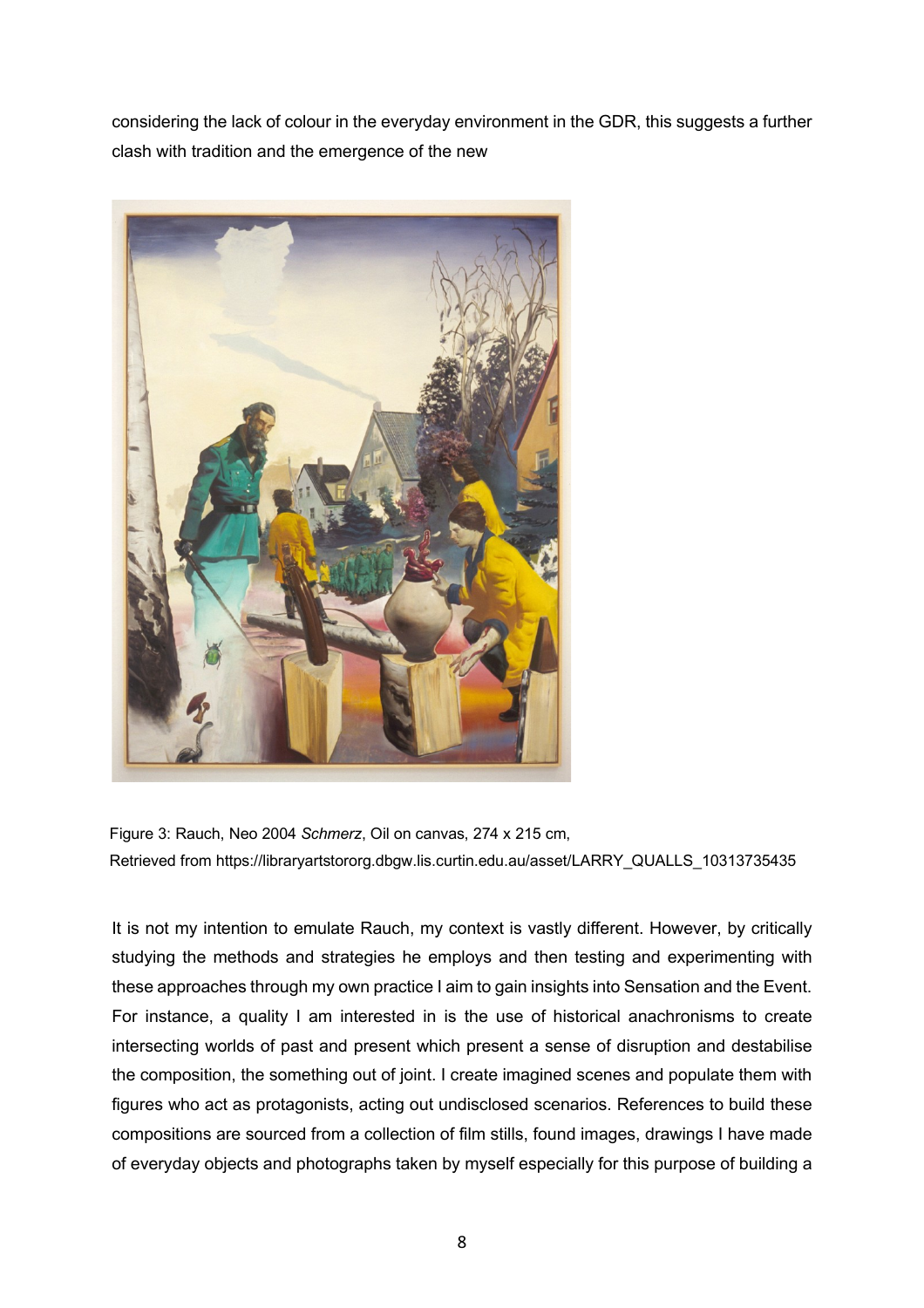considering the lack of colour in the everyday environment in the GDR, this suggests a further clash with tradition and the emergence of the new

Figure 3: Rauch, Neo 2004 *Schmerz*, Oil on canvas, 274 x 215 cm,
Retrieved from https://libraryartstororg.dbgw.lis.curtin.edu.au/asset/LARRY_QUALLS_10313735435

It is not my intention to emulate Rauch, my context is vastly different. However, by critically studying the methods and strategies he employs and then testing and experimenting with these approaches through my own practice I aim to gain insights into Sensation and the Event. For instance, a quality I am interested in is the use of historical anachronisms to create intersecting worlds of past and present which present a sense of disruption and destabilise the composition, the something out of joint. I create imagined scenes and populate them with figures who act as protagonists, acting out undisclosed scenarios. References to build these compositions are sourced from a collection of film stills, found images, drawings I have made of everyday objects and photographs taken by myself especially for this purpose of building a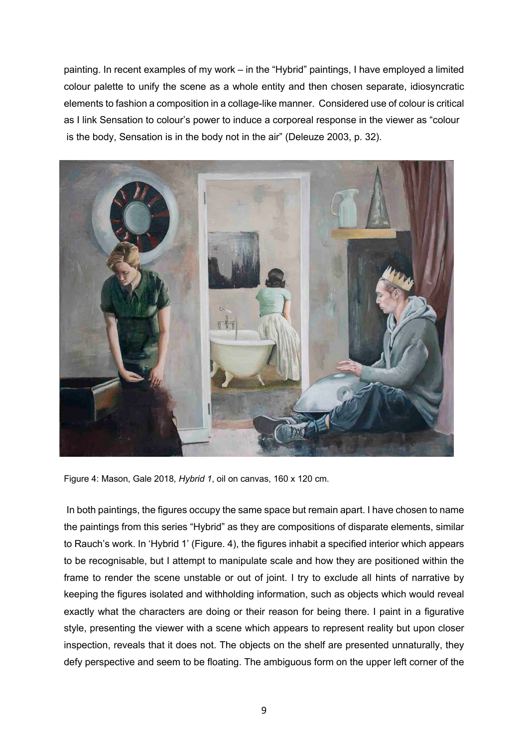painting. In recent examples of my work – in the "Hybrid" paintings, I have employed a limited colour palette to unify the scene as a whole entity and then chosen separate, idiosyncratic elements to fashion a composition in a collage-like manner. Considered use of colour is critical as I link Sensation to colour's power to induce a corporeal response in the viewer as "colour is the body, Sensation is in the body not in the air" (Deleuze 2003, p. 32).

Figure 4: Mason, Gale 2018, *Hybrid 1*, oil on canvas, 160 x 120 cm.

In both paintings, the figures occupy the same space but remain apart. I have chosen to name the paintings from this series "Hybrid" as they are compositions of disparate elements, similar to Rauch's work. In 'Hybrid 1' (Figure. 4), the figures inhabit a specified interior which appears to be recognisable, but I attempt to manipulate scale and how they are positioned within the frame to render the scene unstable or out of joint. I try to exclude all hints of narrative by keeping the figures isolated and withholding information, such as objects which would reveal exactly what the characters are doing or their reason for being there. I paint in a figurative style, presenting the viewer with a scene which appears to represent reality but upon closer inspection, reveals that it does not. The objects on the shelf are presented unnaturally, they defy perspective and seem to be floating. The ambiguous form on the upper left corner of the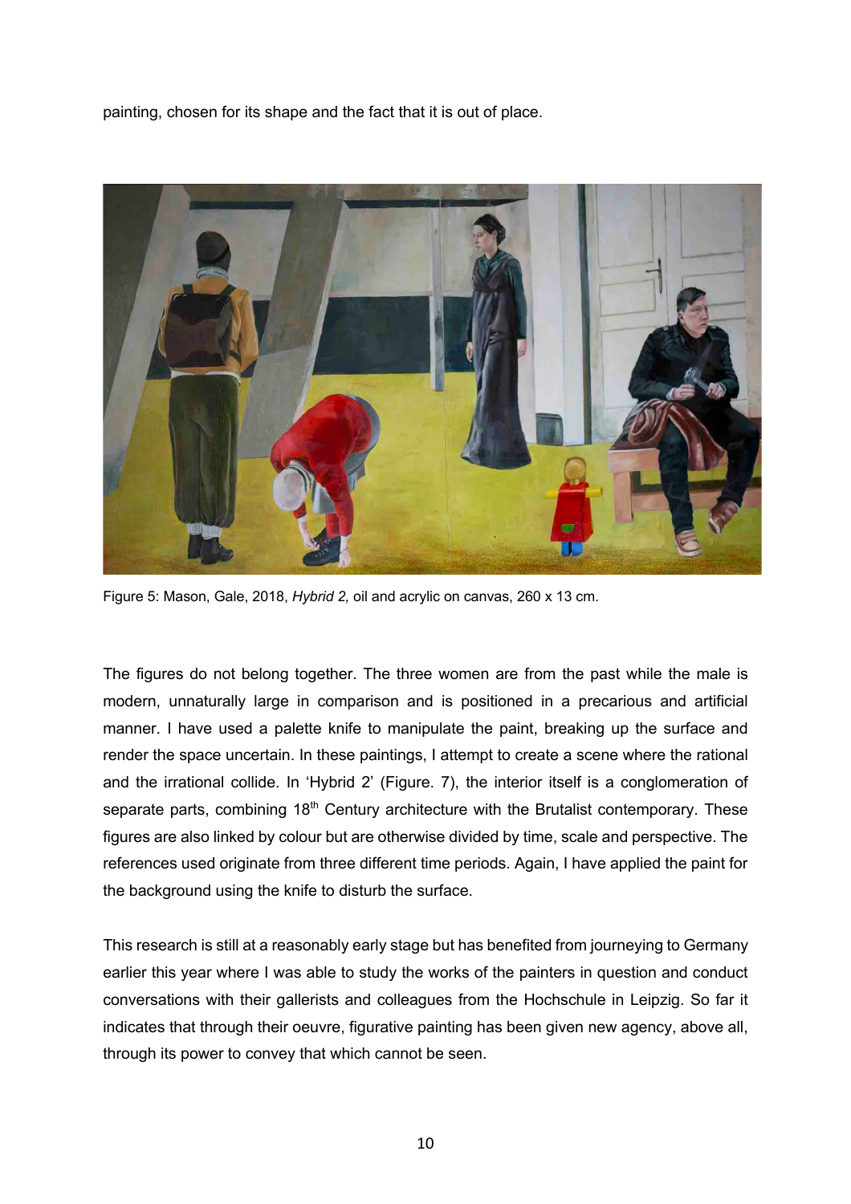painting, chosen for its shape and the fact that it is out of place.

Figure 5: Mason, Gale, 2018, *Hybrid 2,* oil and acrylic on canvas, 260 x 13 cm.

The figures do not belong together. The three women are from the past while the male is modern, unnaturally large in comparison and is positioned in a precarious and artificial manner. I have used a palette knife to manipulate the paint, breaking up the surface and render the space uncertain. In these paintings, I attempt to create a scene where the rational and the irrational collide. In 'Hybrid 2' (Figure. 7), the interior itself is a conglomeration of separate parts, combining 18th Century architecture with the Brutalist contemporary. These figures are also linked by colour but are otherwise divided by time, scale and perspective. The references used originate from three different time periods. Again, I have applied the paint for the background using the knife to disturb the surface.

This research is still at a reasonably early stage but has benefited from journeying to Germany earlier this year where I was able to study the works of the painters in question and conduct conversations with their gallerists and colleagues from the Hochschule in Leipzig. So far it indicates that through their oeuvre, figurative painting has been given new agency, above all, through its power to convey that which cannot be seen.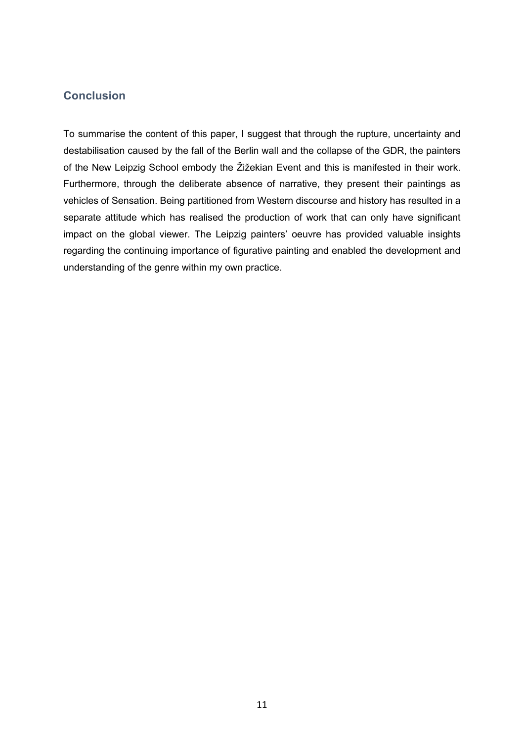## Conclusion

To summarise the content of this paper, I suggest that through the rupture, uncertainty and destabilisation caused by the fall of the Berlin wall and the collapse of the GDR, the painters of the New Leipzig School embody the Žižekian Event and this is manifested in their work. Furthermore, through the deliberate absence of narrative, they present their paintings as vehicles of Sensation. Being partitioned from Western discourse and history has resulted in a separate attitude which has realised the production of work that can only have significant impact on the global viewer. The Leipzig painters' oeuvre has provided valuable insights regarding the continuing importance of figurative painting and enabled the development and understanding of the genre within my own practice.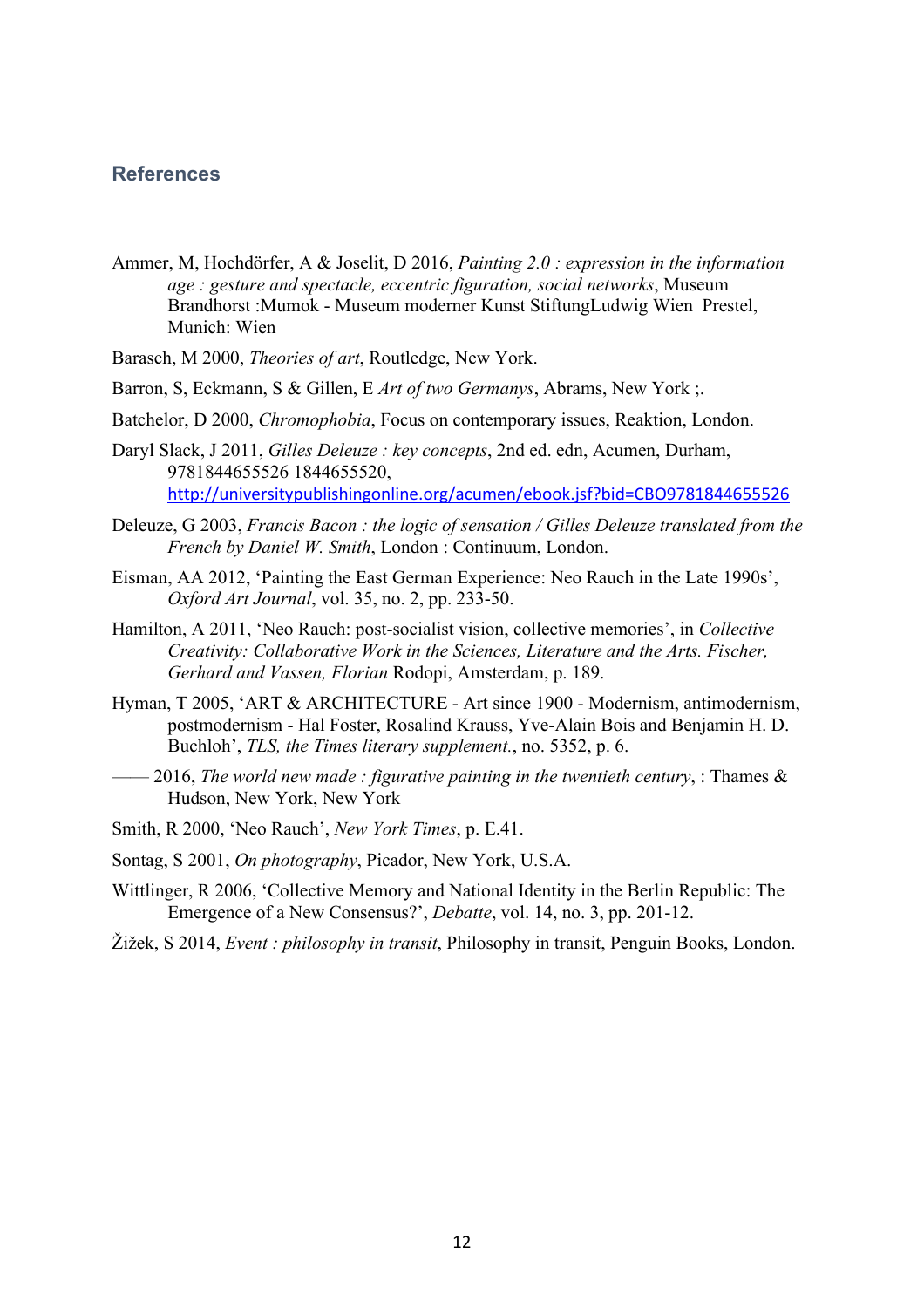## References

Ammer, M, Hochdörfer, A & Joselit, D 2016, *Painting 2.0 : expression in the information age : gesture and spectacle, eccentric figuration, social networks*, Museum Brandhorst :Mumok - Museum moderner Kunst StiftungLudwig Wien Prestel, Munich: Wien

Barasch, M 2000, *Theories of art*, Routledge, New York.

Barron, S, Eckmann, S & Gillen, E *Art of two Germanys*, Abrams, New York ;.

Batchelor, D 2000, *Chromophobia*, Focus on contemporary issues, Reaktion, London.

Daryl Slack, J 2011, *Gilles Deleuze : key concepts*, 2nd ed. edn, Acumen, Durham, 9781844655526 1844655520, http://universitypublishingonline.org/acumen/ebook.jsf?bid=CBO9781844655526

Deleuze, G 2003, *Francis Bacon : the logic of sensation / Gilles Deleuze translated from the French by Daniel W. Smith*, London : Continuum, London.

Eisman, AA 2012, 'Painting the East German Experience: Neo Rauch in the Late 1990s', *Oxford Art Journal*, vol. 35, no. 2, pp. 233-50.

Hamilton, A 2011, 'Neo Rauch: post-socialist vision, collective memories', in *Collective Creativity: Collaborative Work in the Sciences, Literature and the Arts. Fischer, Gerhard and Vassen, Florian* Rodopi, Amsterdam, p. 189.

Hyman, T 2005, 'ART & ARCHITECTURE - Art since 1900 - Modernism, antimodernism, postmodernism - Hal Foster, Rosalind Krauss, Yve-Alain Bois and Benjamin H. D. Buchloh', *TLS, the Times literary supplement.*, no. 5352, p. 6.

—— 2016, *The world new made : figurative painting in the twentieth century*, : Thames & Hudson, New York, New York

Smith, R 2000, 'Neo Rauch', *New York Times*, p. E.41.

Sontag, S 2001, *On photography*, Picador, New York, U.S.A.

Wittlinger, R 2006, 'Collective Memory and National Identity in the Berlin Republic: The Emergence of a New Consensus?', *Debatte*, vol. 14, no. 3, pp. 201-12.

Žižek, S 2014, *Event : philosophy in transit*, Philosophy in transit, Penguin Books, London.